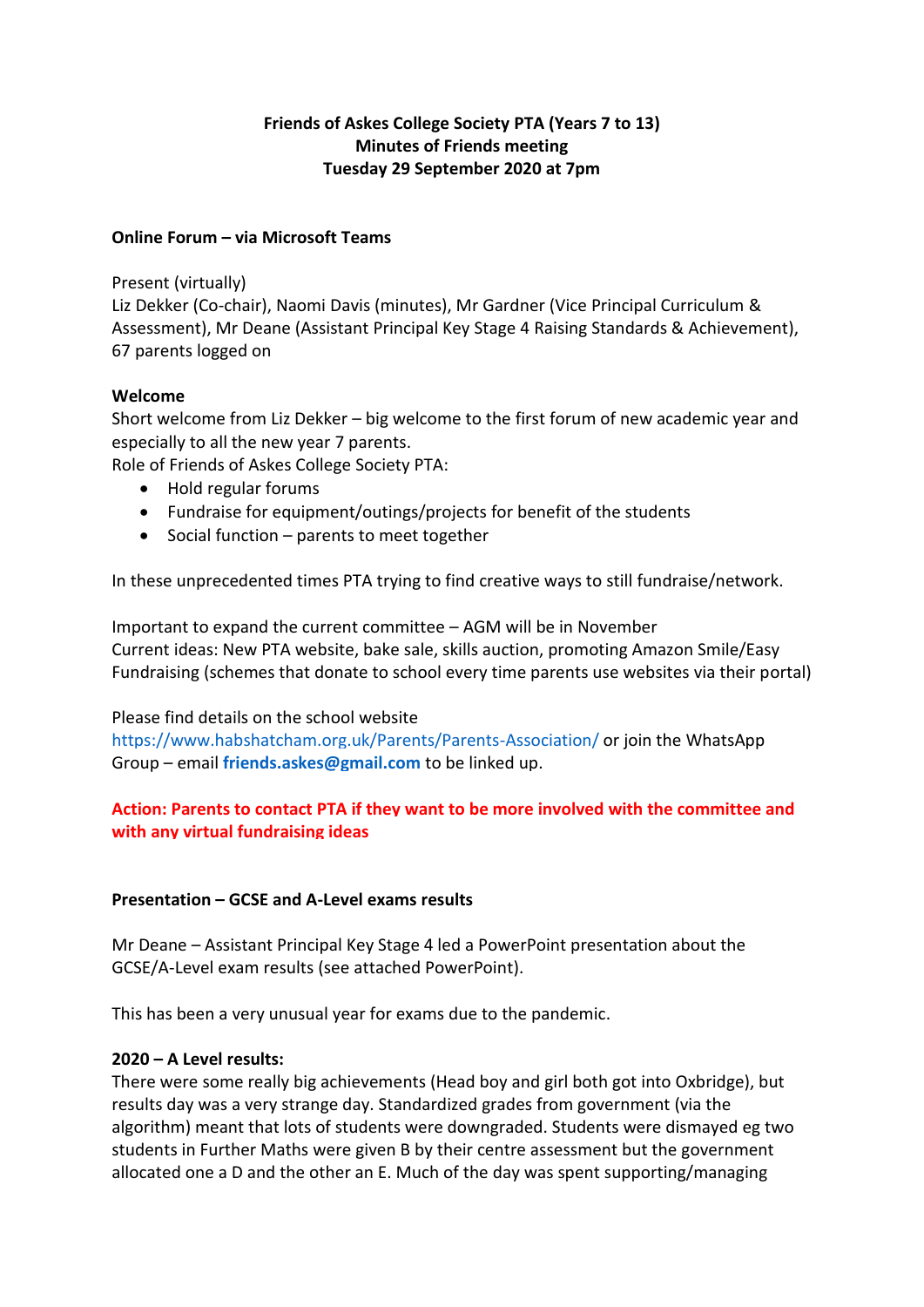**Friends of Askes College Society PTA (Years 7 to 13)**
**Minutes of Friends meeting**
**Tuesday 29 September 2020 at 7pm**

**Online Forum – via Microsoft Teams**

Present (virtually)
Liz Dekker (Co-chair), Naomi Davis (minutes), Mr Gardner (Vice Principal Curriculum & Assessment), Mr Deane (Assistant Principal Key Stage 4 Raising Standards & Achievement), 67 parents logged on

**Welcome**
Short welcome from Liz Dekker – big welcome to the first forum of new academic year and especially to all the new year 7 parents.
Role of Friends of Askes College Society PTA:

- Hold regular forums
- Fundraise for equipment/outings/projects for benefit of the students
- Social function – parents to meet together

In these unprecedented times PTA trying to find creative ways to still fundraise/network.

Important to expand the current committee – AGM will be in November
Current ideas: New PTA website, bake sale, skills auction, promoting Amazon Smile/Easy Fundraising (schemes that donate to school every time parents use websites via their portal)

Please find details on the school website
https://www.habshatcham.org.uk/Parents/Parents-Association/ or join the WhatsApp Group – email **friends.askes@gmail.com** to be linked up.

**Action: Parents to contact PTA if they want to be more involved with the committee and with any virtual fundraising ideas**

**Presentation – GCSE and A-Level exams results**

Mr Deane – Assistant Principal Key Stage 4 led a PowerPoint presentation about the GCSE/A-Level exam results (see attached PowerPoint).

This has been a very unusual year for exams due to the pandemic.

**2020 – A Level results:**
There were some really big achievements (Head boy and girl both got into Oxbridge), but results day was a very strange day. Standardized grades from government (via the algorithm) meant that lots of students were downgraded. Students were dismayed eg two students in Further Maths were given B by their centre assessment but the government allocated one a D and the other an E. Much of the day was spent supporting/managing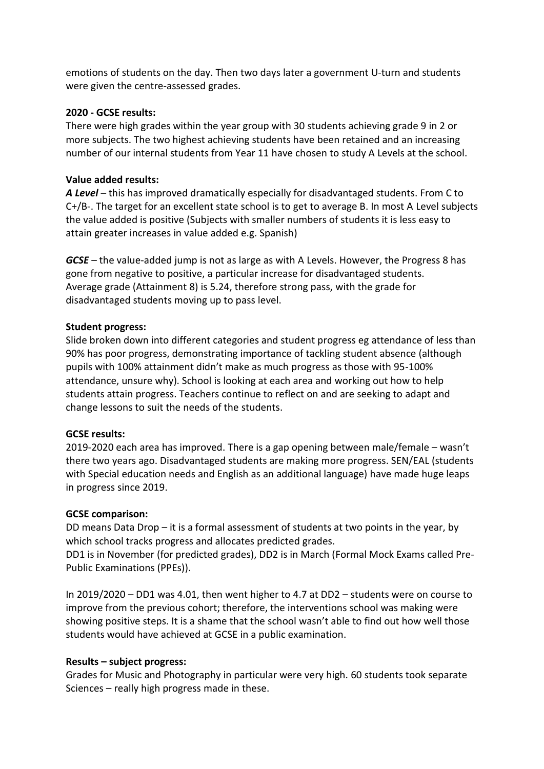emotions of students on the day. Then two days later a government U-turn and students were given the centre-assessed grades.

**2020 - GCSE results:**
There were high grades within the year group with 30 students achieving grade 9 in 2 or more subjects. The two highest achieving students have been retained and an increasing number of our internal students from Year 11 have chosen to study A Levels at the school.

**Value added results:**
***A Level*** – this has improved dramatically especially for disadvantaged students. From C to C+/B-. The target for an excellent state school is to get to average B. In most A Level subjects the value added is positive (Subjects with smaller numbers of students it is less easy to attain greater increases in value added e.g. Spanish)

***GCSE*** – the value-added jump is not as large as with A Levels. However, the Progress 8 has gone from negative to positive, a particular increase for disadvantaged students. Average grade (Attainment 8) is 5.24, therefore strong pass, with the grade for disadvantaged students moving up to pass level.

**Student progress:**
Slide broken down into different categories and student progress eg attendance of less than 90% has poor progress, demonstrating importance of tackling student absence (although pupils with 100% attainment didn't make as much progress as those with 95-100% attendance, unsure why). School is looking at each area and working out how to help students attain progress. Teachers continue to reflect on and are seeking to adapt and change lessons to suit the needs of the students.

**GCSE results:**
2019-2020 each area has improved. There is a gap opening between male/female – wasn't there two years ago. Disadvantaged students are making more progress. SEN/EAL (students with Special education needs and English as an additional language) have made huge leaps in progress since 2019.

**GCSE comparison:**
DD means Data Drop – it is a formal assessment of students at two points in the year, by which school tracks progress and allocates predicted grades.
DD1 is in November (for predicted grades), DD2 is in March (Formal Mock Exams called Pre-Public Examinations (PPEs)).

In 2019/2020 – DD1 was 4.01, then went higher to 4.7 at DD2 – students were on course to improve from the previous cohort; therefore, the interventions school was making were showing positive steps. It is a shame that the school wasn't able to find out how well those students would have achieved at GCSE in a public examination.

**Results – subject progress:**
Grades for Music and Photography in particular were very high. 60 students took separate Sciences – really high progress made in these.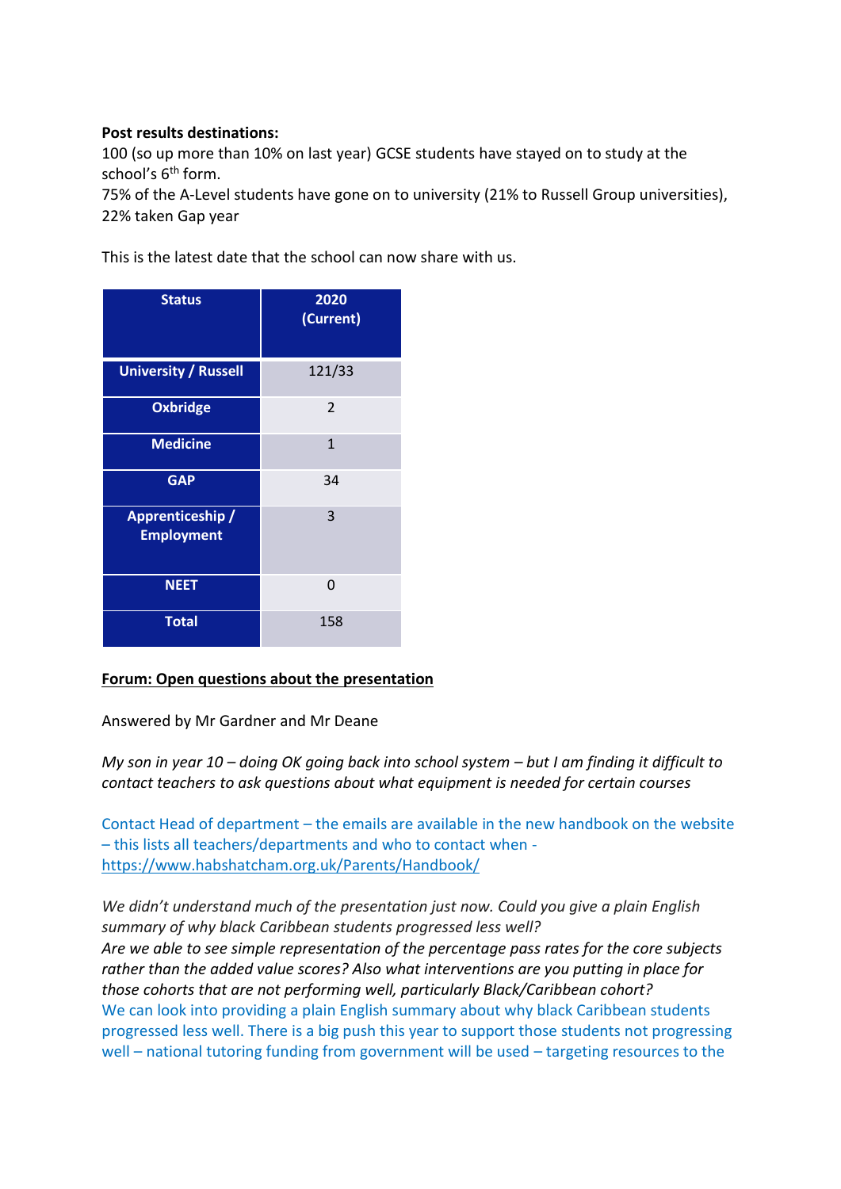**Post results destinations:**

100 (so up more than 10% on last year) GCSE students have stayed on to study at the school's 6th form.

75% of the A-Level students have gone on to university (21% to Russell Group universities), 22% taken Gap year

This is the latest date that the school can now share with us.

| Status | 2020 (Current) |
|---|---|
| University / Russell | 121/33 |
| Oxbridge | 2 |
| Medicine | 1 |
| GAP | 34 |
| Apprenticeship / Employment | 3 |
| NEET | 0 |
| Total | 158 |

**Forum: Open questions about the presentation**

Answered by Mr Gardner and Mr Deane

*My son in year 10 – doing OK going back into school system – but I am finding it difficult to contact teachers to ask questions about what equipment is needed for certain courses*

Contact Head of department – the emails are available in the new handbook on the website – this lists all teachers/departments and who to contact when - https://www.habshatcham.org.uk/Parents/Handbook/

*We didn't understand much of the presentation just now. Could you give a plain English summary of why black Caribbean students progressed less well?*

*Are we able to see simple representation of the percentage pass rates for the core subjects rather than the added value scores? Also what interventions are you putting in place for those cohorts that are not performing well, particularly Black/Caribbean cohort?*

We can look into providing a plain English summary about why black Caribbean students progressed less well. There is a big push this year to support those students not progressing well – national tutoring funding from government will be used – targeting resources to the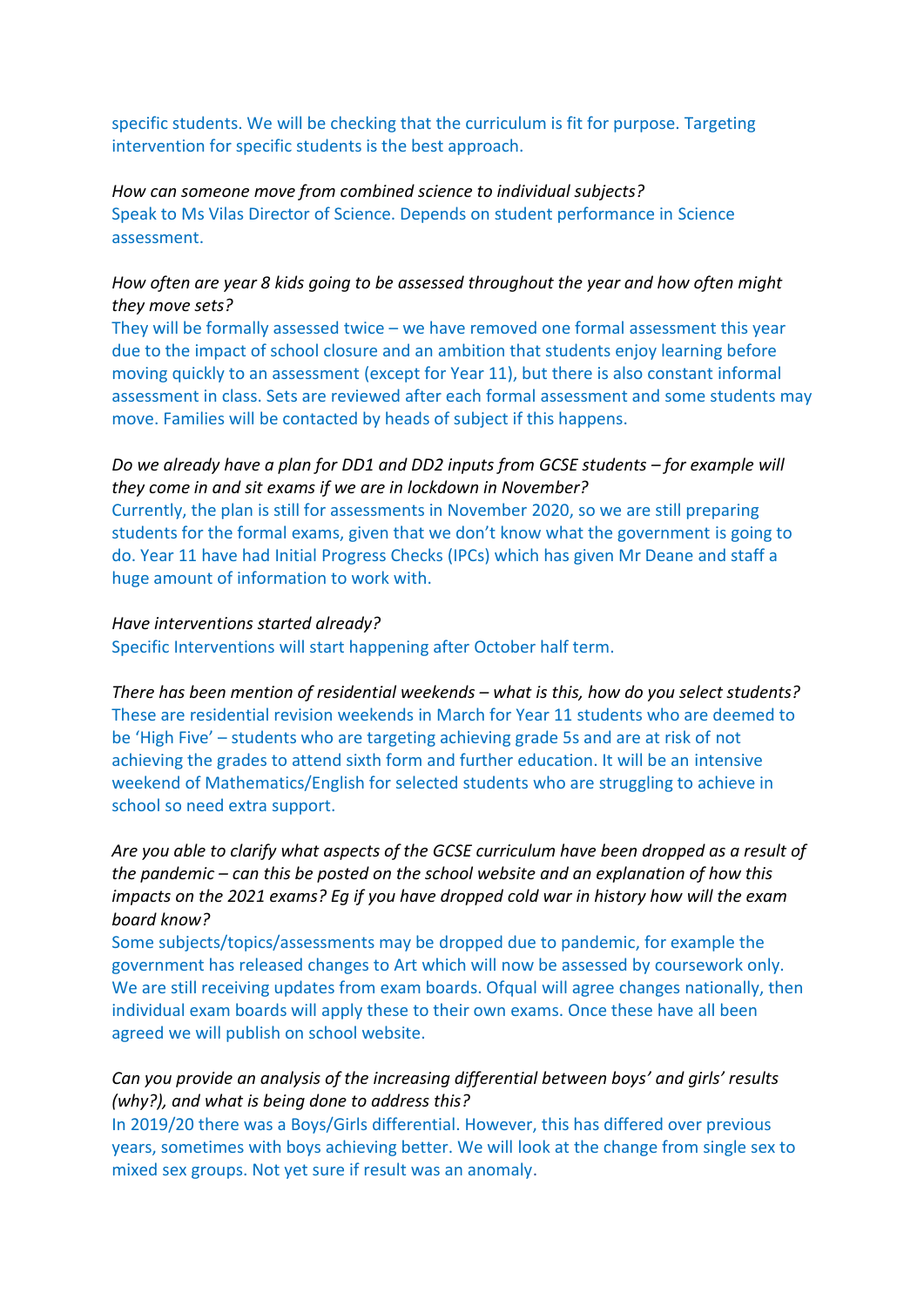specific students. We will be checking that the curriculum is fit for purpose. Targeting intervention for specific students is the best approach.

*How can someone move from combined science to individual subjects?*
Speak to Ms Vilas Director of Science. Depends on student performance in Science assessment.

*How often are year 8 kids going to be assessed throughout the year and how often might they move sets?*
They will be formally assessed twice – we have removed one formal assessment this year due to the impact of school closure and an ambition that students enjoy learning before moving quickly to an assessment (except for Year 11), but there is also constant informal assessment in class. Sets are reviewed after each formal assessment and some students may move. Families will be contacted by heads of subject if this happens.

*Do we already have a plan for DD1 and DD2 inputs from GCSE students – for example will they come in and sit exams if we are in lockdown in November?*
Currently, the plan is still for assessments in November 2020, so we are still preparing students for the formal exams, given that we don't know what the government is going to do. Year 11 have had Initial Progress Checks (IPCs) which has given Mr Deane and staff a huge amount of information to work with.

*Have interventions started already?*
Specific Interventions will start happening after October half term.

*There has been mention of residential weekends – what is this, how do you select students?*
These are residential revision weekends in March for Year 11 students who are deemed to be 'High Five' – students who are targeting achieving grade 5s and are at risk of not achieving the grades to attend sixth form and further education. It will be an intensive weekend of Mathematics/English for selected students who are struggling to achieve in school so need extra support.

*Are you able to clarify what aspects of the GCSE curriculum have been dropped as a result of the pandemic – can this be posted on the school website and an explanation of how this impacts on the 2021 exams? Eg if you have dropped cold war in history how will the exam board know?*
Some subjects/topics/assessments may be dropped due to pandemic, for example the government has released changes to Art which will now be assessed by coursework only. We are still receiving updates from exam boards. Ofqual will agree changes nationally, then individual exam boards will apply these to their own exams. Once these have all been agreed we will publish on school website.

*Can you provide an analysis of the increasing differential between boys' and girls' results (why?), and what is being done to address this?*
In 2019/20 there was a Boys/Girls differential. However, this has differed over previous years, sometimes with boys achieving better. We will look at the change from single sex to mixed sex groups. Not yet sure if result was an anomaly.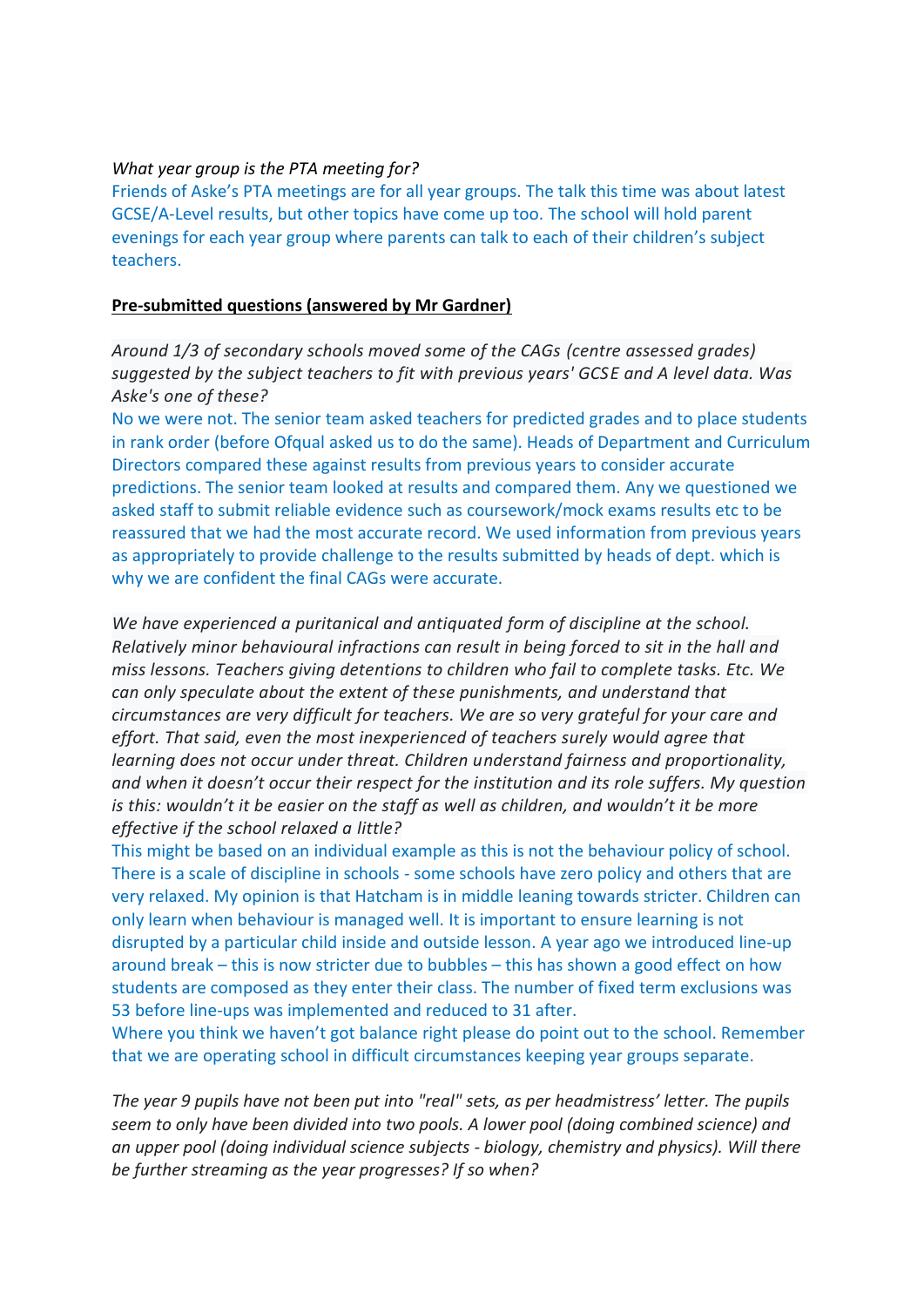*What year group is the PTA meeting for?*

Friends of Aske's PTA meetings are for all year groups. The talk this time was about latest GCSE/A-Level results, but other topics have come up too. The school will hold parent evenings for each year group where parents can talk to each of their children's subject teachers.

**Pre-submitted questions (answered by Mr Gardner)**

*Around 1/3 of secondary schools moved some of the CAGs (centre assessed grades) suggested by the subject teachers to fit with previous years' GCSE and A level data. Was Aske's one of these?*

No we were not. The senior team asked teachers for predicted grades and to place students in rank order (before Ofqual asked us to do the same). Heads of Department and Curriculum Directors compared these against results from previous years to consider accurate predictions. The senior team looked at results and compared them. Any we questioned we asked staff to submit reliable evidence such as coursework/mock exams results etc to be reassured that we had the most accurate record. We used information from previous years as appropriately to provide challenge to the results submitted by heads of dept. which is why we are confident the final CAGs were accurate.

*We have experienced a puritanical and antiquated form of discipline at the school. Relatively minor behavioural infractions can result in being forced to sit in the hall and miss lessons. Teachers giving detentions to children who fail to complete tasks. Etc. We can only speculate about the extent of these punishments, and understand that circumstances are very difficult for teachers. We are so very grateful for your care and effort. That said, even the most inexperienced of teachers surely would agree that learning does not occur under threat. Children understand fairness and proportionality, and when it doesn't occur their respect for the institution and its role suffers. My question is this: wouldn't it be easier on the staff as well as children, and wouldn't it be more effective if the school relaxed a little?*

This might be based on an individual example as this is not the behaviour policy of school. There is a scale of discipline in schools - some schools have zero policy and others that are very relaxed. My opinion is that Hatcham is in middle leaning towards stricter. Children can only learn when behaviour is managed well. It is important to ensure learning is not disrupted by a particular child inside and outside lesson. A year ago we introduced line-up around break – this is now stricter due to bubbles – this has shown a good effect on how students are composed as they enter their class. The number of fixed term exclusions was 53 before line-ups was implemented and reduced to 31 after.

Where you think we haven't got balance right please do point out to the school. Remember that we are operating school in difficult circumstances keeping year groups separate.

*The year 9 pupils have not been put into "real" sets, as per headmistress' letter. The pupils seem to only have been divided into two pools. A lower pool (doing combined science) and an upper pool (doing individual science subjects - biology, chemistry and physics). Will there be further streaming as the year progresses? If so when?*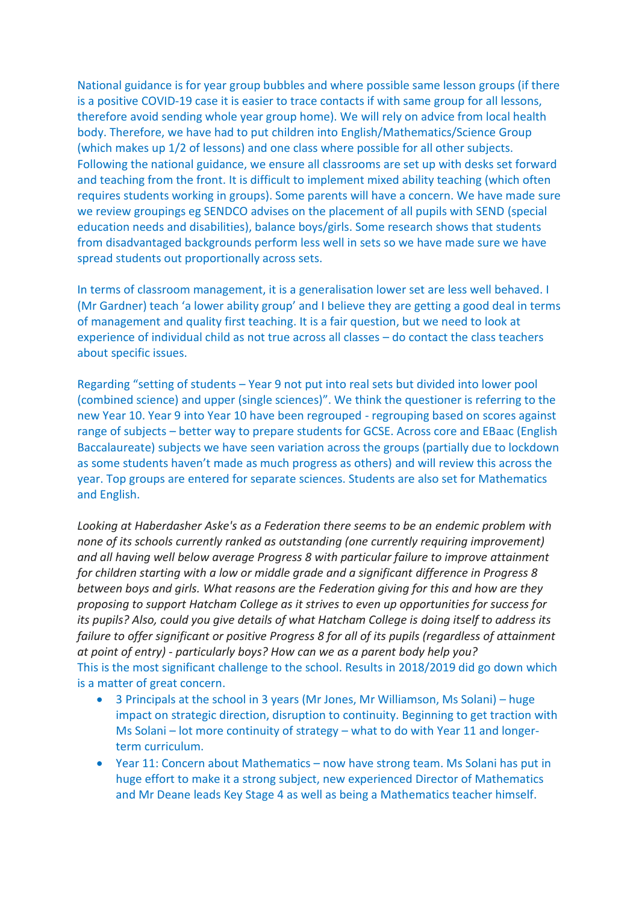National guidance is for year group bubbles and where possible same lesson groups (if there is a positive COVID-19 case it is easier to trace contacts if with same group for all lessons, therefore avoid sending whole year group home). We will rely on advice from local health body. Therefore, we have had to put children into English/Mathematics/Science Group (which makes up 1/2 of lessons) and one class where possible for all other subjects. Following the national guidance, we ensure all classrooms are set up with desks set forward and teaching from the front. It is difficult to implement mixed ability teaching (which often requires students working in groups). Some parents will have a concern. We have made sure we review groupings eg SENDCO advises on the placement of all pupils with SEND (special education needs and disabilities), balance boys/girls. Some research shows that students from disadvantaged backgrounds perform less well in sets so we have made sure we have spread students out proportionally across sets.

In terms of classroom management, it is a generalisation lower set are less well behaved. I (Mr Gardner) teach 'a lower ability group' and I believe they are getting a good deal in terms of management and quality first teaching. It is a fair question, but we need to look at experience of individual child as not true across all classes – do contact the class teachers about specific issues.

Regarding "setting of students – Year 9 not put into real sets but divided into lower pool (combined science) and upper (single sciences)". We think the questioner is referring to the new Year 10. Year 9 into Year 10 have been regrouped - regrouping based on scores against range of subjects – better way to prepare students for GCSE. Across core and EBaac (English Baccalaureate) subjects we have seen variation across the groups (partially due to lockdown as some students haven't made as much progress as others) and will review this across the year. Top groups are entered for separate sciences. Students are also set for Mathematics and English.

*Looking at Haberdasher Aske's as a Federation there seems to be an endemic problem with none of its schools currently ranked as outstanding (one currently requiring improvement) and all having well below average Progress 8 with particular failure to improve attainment for children starting with a low or middle grade and a significant difference in Progress 8 between boys and girls. What reasons are the Federation giving for this and how are they proposing to support Hatcham College as it strives to even up opportunities for success for its pupils? Also, could you give details of what Hatcham College is doing itself to address its failure to offer significant or positive Progress 8 for all of its pupils (regardless of attainment at point of entry) - particularly boys? How can we as a parent body help you?*

This is the most significant challenge to the school. Results in 2018/2019 did go down which is a matter of great concern.

- 3 Principals at the school in 3 years (Mr Jones, Mr Williamson, Ms Solani) – huge impact on strategic direction, disruption to continuity. Beginning to get traction with Ms Solani – lot more continuity of strategy – what to do with Year 11 and longer-term curriculum.
- Year 11: Concern about Mathematics – now have strong team. Ms Solani has put in huge effort to make it a strong subject, new experienced Director of Mathematics and Mr Deane leads Key Stage 4 as well as being a Mathematics teacher himself.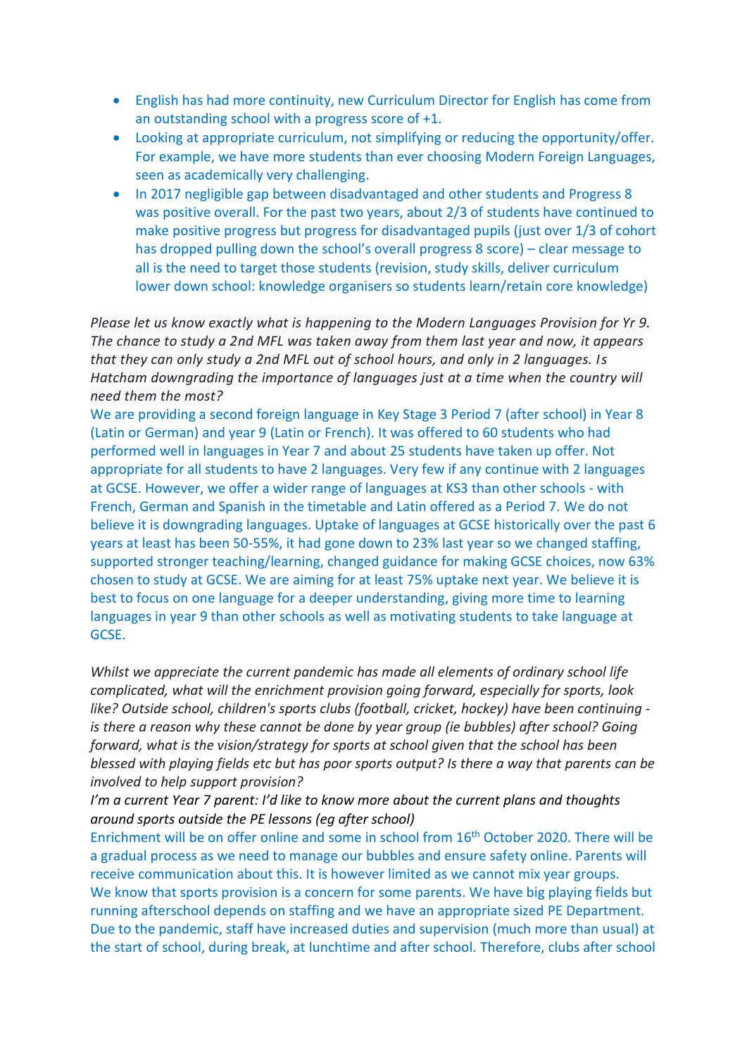- English has had more continuity, new Curriculum Director for English has come from an outstanding school with a progress score of +1.
- Looking at appropriate curriculum, not simplifying or reducing the opportunity/offer. For example, we have more students than ever choosing Modern Foreign Languages, seen as academically very challenging.
- In 2017 negligible gap between disadvantaged and other students and Progress 8 was positive overall. For the past two years, about 2/3 of students have continued to make positive progress but progress for disadvantaged pupils (just over 1/3 of cohort has dropped pulling down the school's overall progress 8 score) – clear message to all is the need to target those students (revision, study skills, deliver curriculum lower down school: knowledge organisers so students learn/retain core knowledge)

*Please let us know exactly what is happening to the Modern Languages Provision for Yr 9. The chance to study a 2nd MFL was taken away from them last year and now, it appears that they can only study a 2nd MFL out of school hours, and only in 2 languages. Is Hatcham downgrading the importance of languages just at a time when the country will need them the most?*

We are providing a second foreign language in Key Stage 3 Period 7 (after school) in Year 8 (Latin or German) and year 9 (Latin or French). It was offered to 60 students who had performed well in languages in Year 7 and about 25 students have taken up offer. Not appropriate for all students to have 2 languages. Very few if any continue with 2 languages at GCSE. However, we offer a wider range of languages at KS3 than other schools - with French, German and Spanish in the timetable and Latin offered as a Period 7. We do not believe it is downgrading languages. Uptake of languages at GCSE historically over the past 6 years at least has been 50-55%, it had gone down to 23% last year so we changed staffing, supported stronger teaching/learning, changed guidance for making GCSE choices, now 63% chosen to study at GCSE. We are aiming for at least 75% uptake next year. We believe it is best to focus on one language for a deeper understanding, giving more time to learning languages in year 9 than other schools as well as motivating students to take language at GCSE.

*Whilst we appreciate the current pandemic has made all elements of ordinary school life complicated, what will the enrichment provision going forward, especially for sports, look like? Outside school, children's sports clubs (football, cricket, hockey) have been continuing - is there a reason why these cannot be done by year group (ie bubbles) after school? Going forward, what is the vision/strategy for sports at school given that the school has been blessed with playing fields etc but has poor sports output? Is there a way that parents can be involved to help support provision?*

*I'm a current Year 7 parent: I'd like to know more about the current plans and thoughts around sports outside the PE lessons (eg after school)*

Enrichment will be on offer online and some in school from 16th October 2020. There will be a gradual process as we need to manage our bubbles and ensure safety online. Parents will receive communication about this. It is however limited as we cannot mix year groups.

We know that sports provision is a concern for some parents. We have big playing fields but running afterschool depends on staffing and we have an appropriate sized PE Department. Due to the pandemic, staff have increased duties and supervision (much more than usual) at the start of school, during break, at lunchtime and after school. Therefore, clubs after school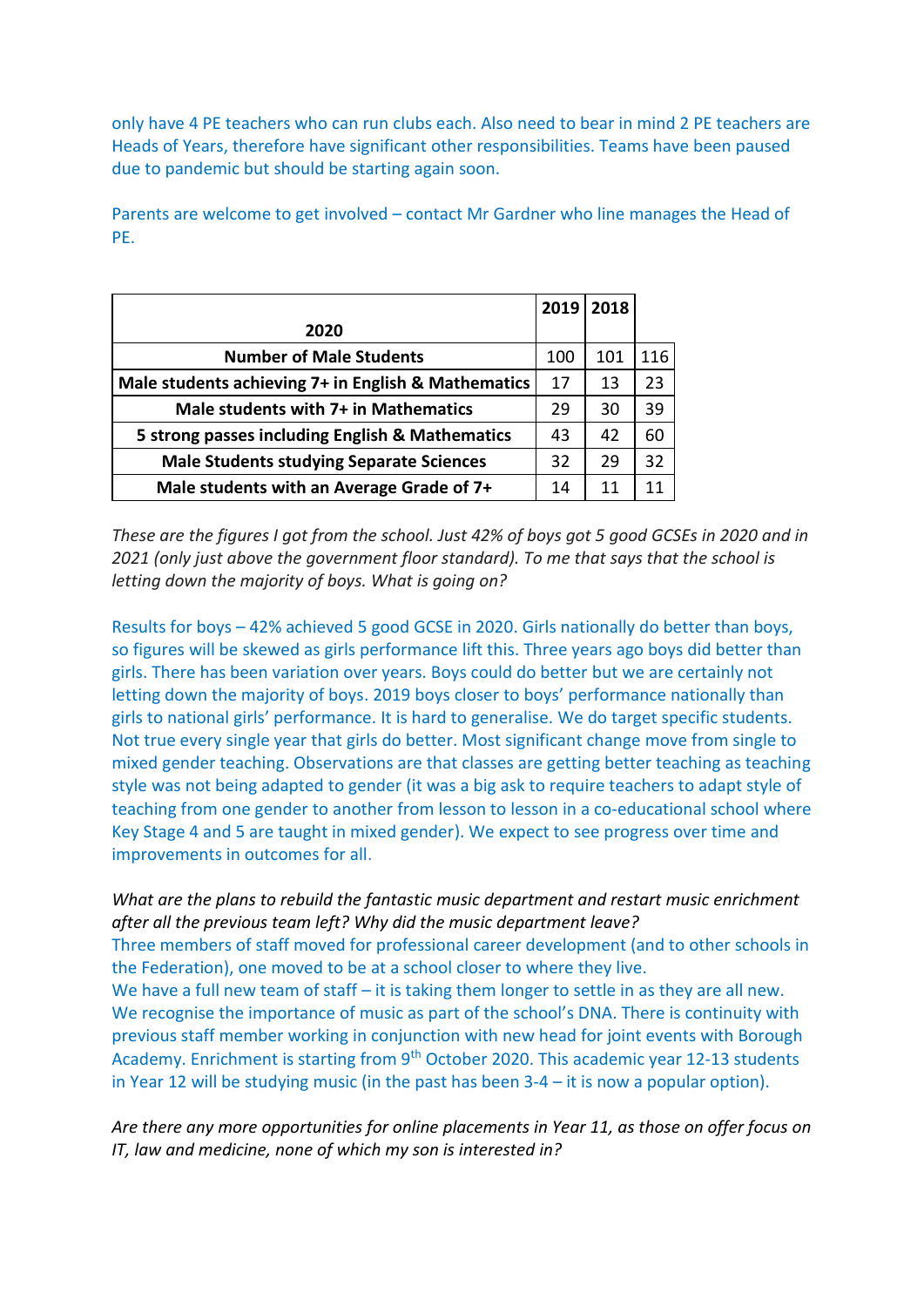only have 4 PE teachers who can run clubs each. Also need to bear in mind 2 PE teachers are Heads of Years, therefore have significant other responsibilities. Teams have been paused due to pandemic but should be starting again soon.

Parents are welcome to get involved – contact Mr Gardner who line manages the Head of PE.

| 2020 | 2019 | 2018 | |
|---|---|---|---|
| **Number of Male Students** | 100 | 101 | 116 |
| **Male students achieving 7+ in English & Mathematics** | 17 | 13 | 23 |
| **Male students with 7+ in Mathematics** | 29 | 30 | 39 |
| **5 strong passes including English & Mathematics** | 43 | 42 | 60 |
| **Male Students studying Separate Sciences** | 32 | 29 | 32 |
| **Male students with an Average Grade of 7+** | 14 | 11 | 11 |

*These are the figures I got from the school. Just 42% of boys got 5 good GCSEs in 2020 and in 2021 (only just above the government floor standard). To me that says that the school is letting down the majority of boys. What is going on?*

Results for boys – 42% achieved 5 good GCSE in 2020. Girls nationally do better than boys, so figures will be skewed as girls performance lift this. Three years ago boys did better than girls. There has been variation over years. Boys could do better but we are certainly not letting down the majority of boys. 2019 boys closer to boys' performance nationally than girls to national girls' performance. It is hard to generalise. We do target specific students. Not true every single year that girls do better. Most significant change move from single to mixed gender teaching. Observations are that classes are getting better teaching as teaching style was not being adapted to gender (it was a big ask to require teachers to adapt style of teaching from one gender to another from lesson to lesson in a co-educational school where Key Stage 4 and 5 are taught in mixed gender). We expect to see progress over time and improvements in outcomes for all.

*What are the plans to rebuild the fantastic music department and restart music enrichment after all the previous team left? Why did the music department leave?*

Three members of staff moved for professional career development (and to other schools in the Federation), one moved to be at a school closer to where they live.

We have a full new team of staff – it is taking them longer to settle in as they are all new. We recognise the importance of music as part of the school's DNA. There is continuity with previous staff member working in conjunction with new head for joint events with Borough Academy. Enrichment is starting from 9th October 2020. This academic year 12-13 students in Year 12 will be studying music (in the past has been 3-4 – it is now a popular option).

*Are there any more opportunities for online placements in Year 11, as those on offer focus on IT, law and medicine, none of which my son is interested in?*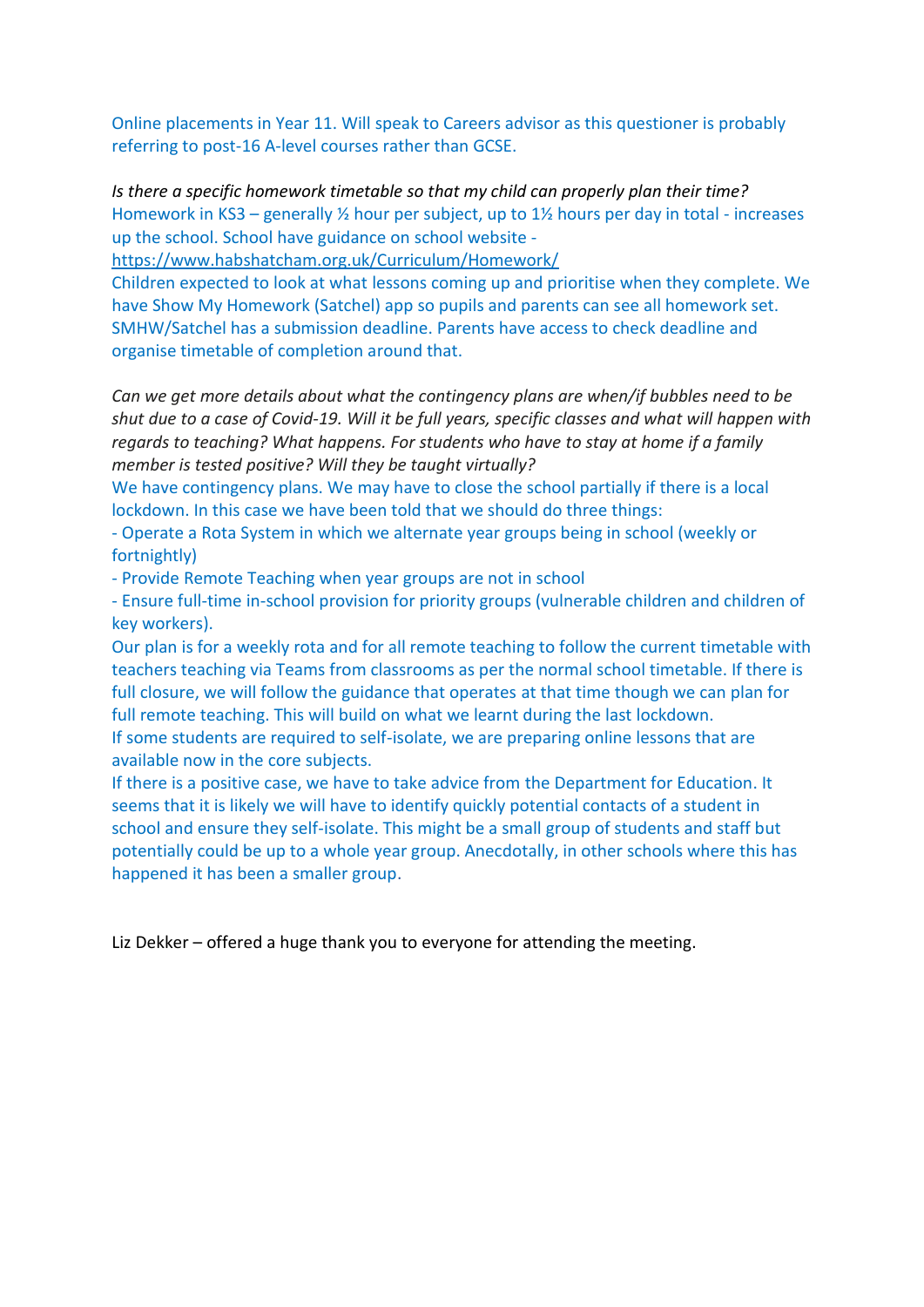Online placements in Year 11. Will speak to Careers advisor as this questioner is probably referring to post-16 A-level courses rather than GCSE.

*Is there a specific homework timetable so that my child can properly plan their time?*

Homework in KS3 – generally ½ hour per subject, up to 1½ hours per day in total - increases up the school. School have guidance on school website - https://www.habshatcham.org.uk/Curriculum/Homework/

Children expected to look at what lessons coming up and prioritise when they complete. We have Show My Homework (Satchel) app so pupils and parents can see all homework set. SMHW/Satchel has a submission deadline. Parents have access to check deadline and organise timetable of completion around that.

*Can we get more details about what the contingency plans are when/if bubbles need to be shut due to a case of Covid-19. Will it be full years, specific classes and what will happen with regards to teaching? What happens. For students who have to stay at home if a family member is tested positive? Will they be taught virtually?*

We have contingency plans. We may have to close the school partially if there is a local lockdown. In this case we have been told that we should do three things:

- Operate a Rota System in which we alternate year groups being in school (weekly or fortnightly)
- Provide Remote Teaching when year groups are not in school
- Ensure full-time in-school provision for priority groups (vulnerable children and children of key workers).

Our plan is for a weekly rota and for all remote teaching to follow the current timetable with teachers teaching via Teams from classrooms as per the normal school timetable. If there is full closure, we will follow the guidance that operates at that time though we can plan for full remote teaching. This will build on what we learnt during the last lockdown.

If some students are required to self-isolate, we are preparing online lessons that are available now in the core subjects.

If there is a positive case, we have to take advice from the Department for Education. It seems that it is likely we will have to identify quickly potential contacts of a student in school and ensure they self-isolate. This might be a small group of students and staff but potentially could be up to a whole year group. Anecdotally, in other schools where this has happened it has been a smaller group.

Liz Dekker – offered a huge thank you to everyone for attending the meeting.